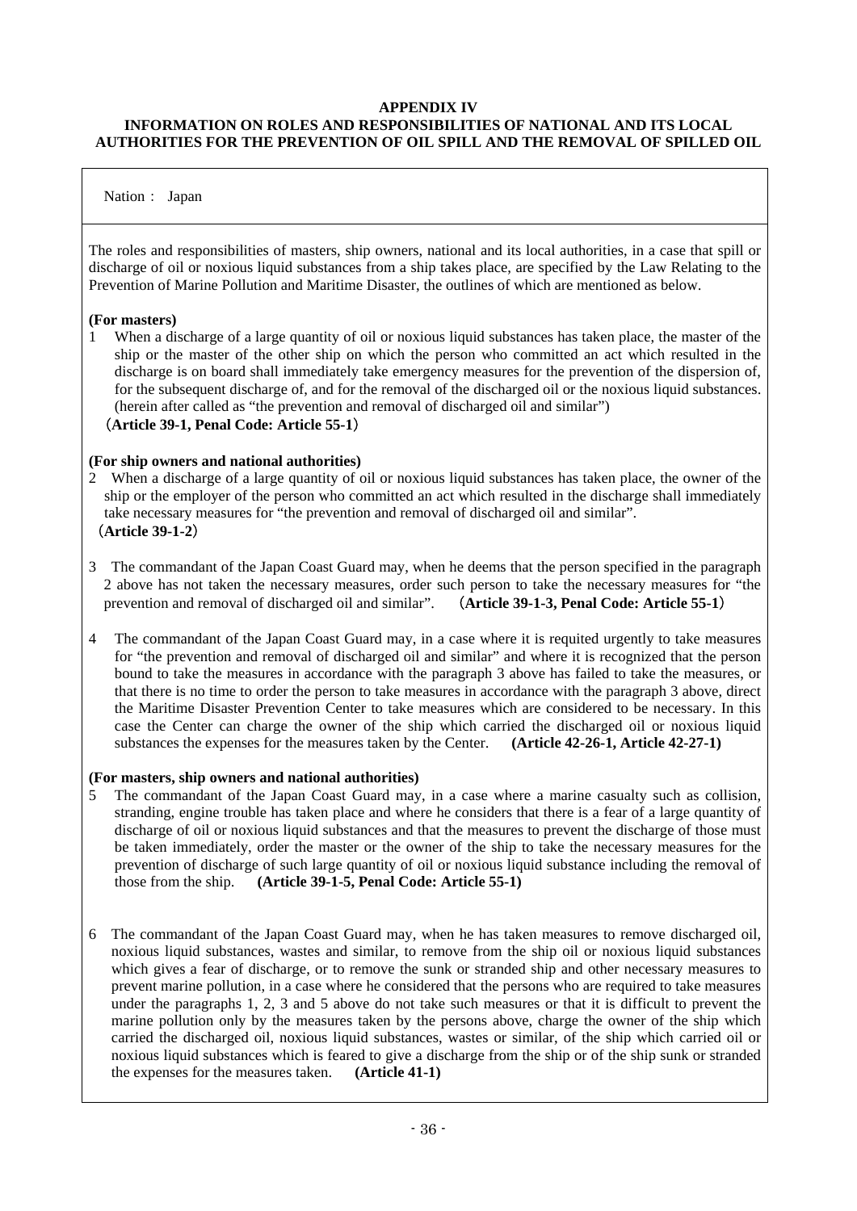**APPENDIX IV**
**INFORMATION ON ROLES AND RESPONSIBILITIES OF NATIONAL AND ITS LOCAL AUTHORITIES FOR THE PREVENTION OF OIL SPILL AND THE REMOVAL OF SPILLED OIL**

Nation： Japan

The roles and responsibilities of masters, ship owners, national and its local authorities, in a case that spill or discharge of oil or noxious liquid substances from a ship takes place, are specified by the Law Relating to the Prevention of Marine Pollution and Maritime Disaster, the outlines of which are mentioned as below.

**(For masters)**

1 When a discharge of a large quantity of oil or noxious liquid substances has taken place, the master of the ship or the master of the other ship on which the person who committed an act which resulted in the discharge is on board shall immediately take emergency measures for the prevention of the dispersion of, for the subsequent discharge of, and for the removal of the discharged oil or the noxious liquid substances. (herein after called as "the prevention and removal of discharged oil and similar")
**（Article 39-1, Penal Code: Article 55-1）**

**(For ship owners and national authorities)**

2 When a discharge of a large quantity of oil or noxious liquid substances has taken place, the owner of the ship or the employer of the person who committed an act which resulted in the discharge shall immediately take necessary measures for "the prevention and removal of discharged oil and similar".
**（Article 39-1-2）**

3 The commandant of the Japan Coast Guard may, when he deems that the person specified in the paragraph 2 above has not taken the necessary measures, order such person to take the necessary measures for "the prevention and removal of discharged oil and similar". **（Article 39-1-3, Penal Code: Article 55-1）**

4 The commandant of the Japan Coast Guard may, in a case where it is requited urgently to take measures for "the prevention and removal of discharged oil and similar" and where it is recognized that the person bound to take the measures in accordance with the paragraph 3 above has failed to take the measures, or that there is no time to order the person to take measures in accordance with the paragraph 3 above, direct the Maritime Disaster Prevention Center to take measures which are considered to be necessary. In this case the Center can charge the owner of the ship which carried the discharged oil or noxious liquid substances the expenses for the measures taken by the Center. **(Article 42-26-1, Article 42-27-1)**

**(For masters, ship owners and national authorities)**

5 The commandant of the Japan Coast Guard may, in a case where a marine casualty such as collision, stranding, engine trouble has taken place and where he considers that there is a fear of a large quantity of discharge of oil or noxious liquid substances and that the measures to prevent the discharge of those must be taken immediately, order the master or the owner of the ship to take the necessary measures for the prevention of discharge of such large quantity of oil or noxious liquid substance including the removal of those from the ship. **(Article 39-1-5, Penal Code: Article 55-1)**

6 The commandant of the Japan Coast Guard may, when he has taken measures to remove discharged oil, noxious liquid substances, wastes and similar, to remove from the ship oil or noxious liquid substances which gives a fear of discharge, or to remove the sunk or stranded ship and other necessary measures to prevent marine pollution, in a case where he considered that the persons who are required to take measures under the paragraphs 1, 2, 3 and 5 above do not take such measures or that it is difficult to prevent the marine pollution only by the measures taken by the persons above, charge the owner of the ship which carried the discharged oil, noxious liquid substances, wastes or similar, of the ship which carried oil or noxious liquid substances which is feared to give a discharge from the ship or of the ship sunk or stranded the expenses for the measures taken. **(Article 41-1)**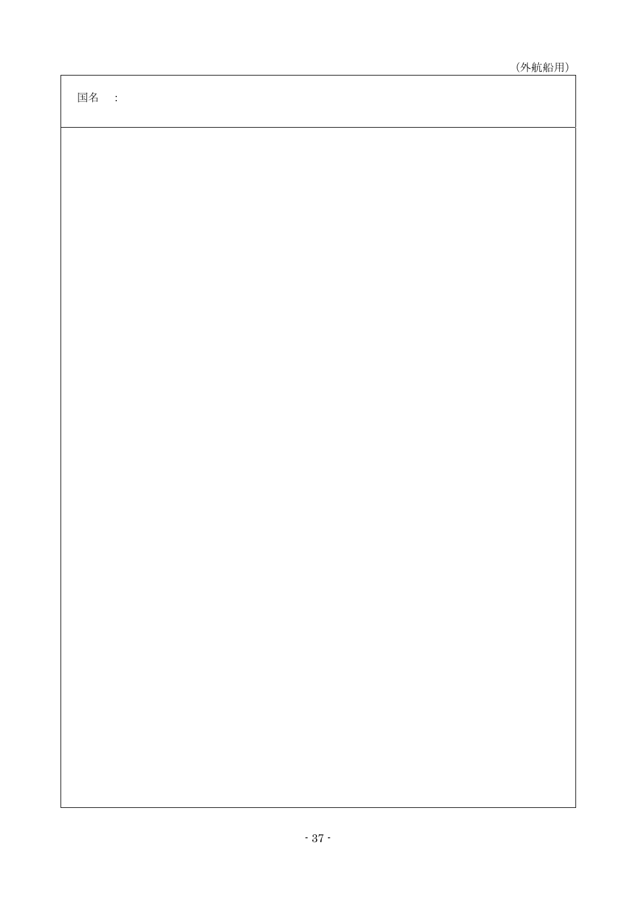（外航船用）

| 国名　： |
| --- |
| |